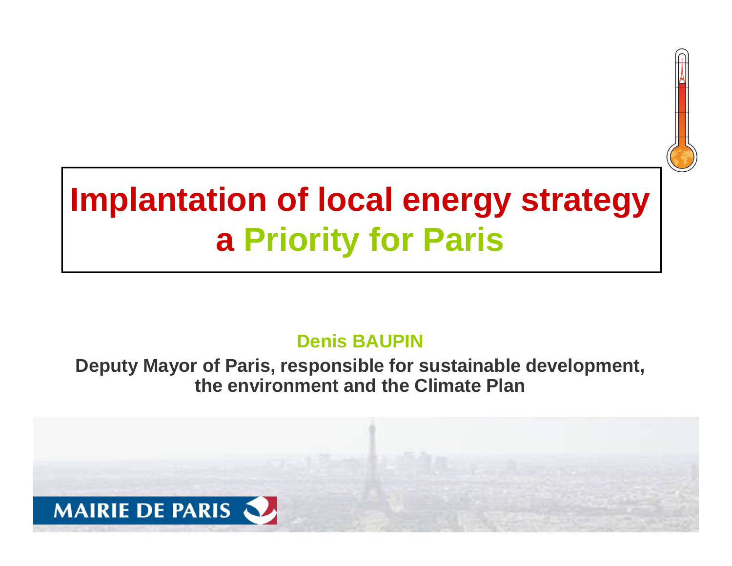# Implantation of local energy strategy a Priority for Paris

**Denis BAUPIN**

**Deputy Mayor of Paris, responsible for sustainable development, the environment and the Climate Plan**

MAIRIE DE PARIS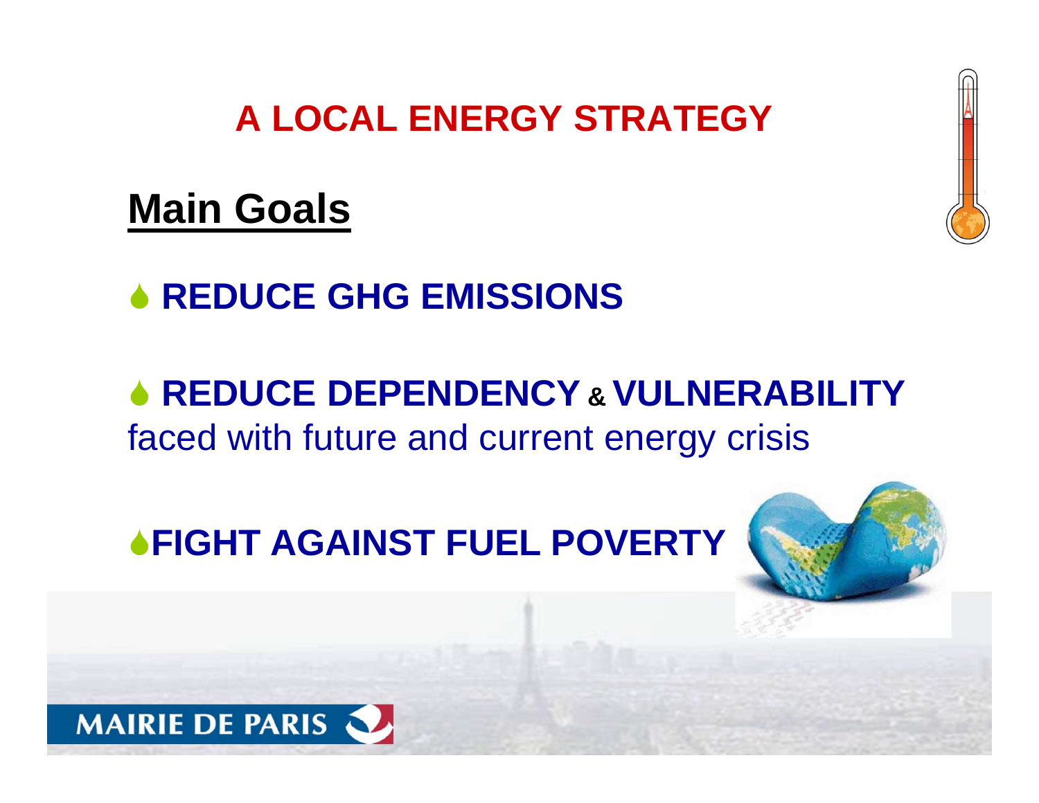# A LOCAL ENERGY STRATEGY

## Main Goals

- **REDUCE GHG EMISSIONS**
- **REDUCE DEPENDENCY & VULNERABILITY** faced with future and current energy crisis
- **FIGHT AGAINST FUEL POVERTY**

MAIRIE DE PARIS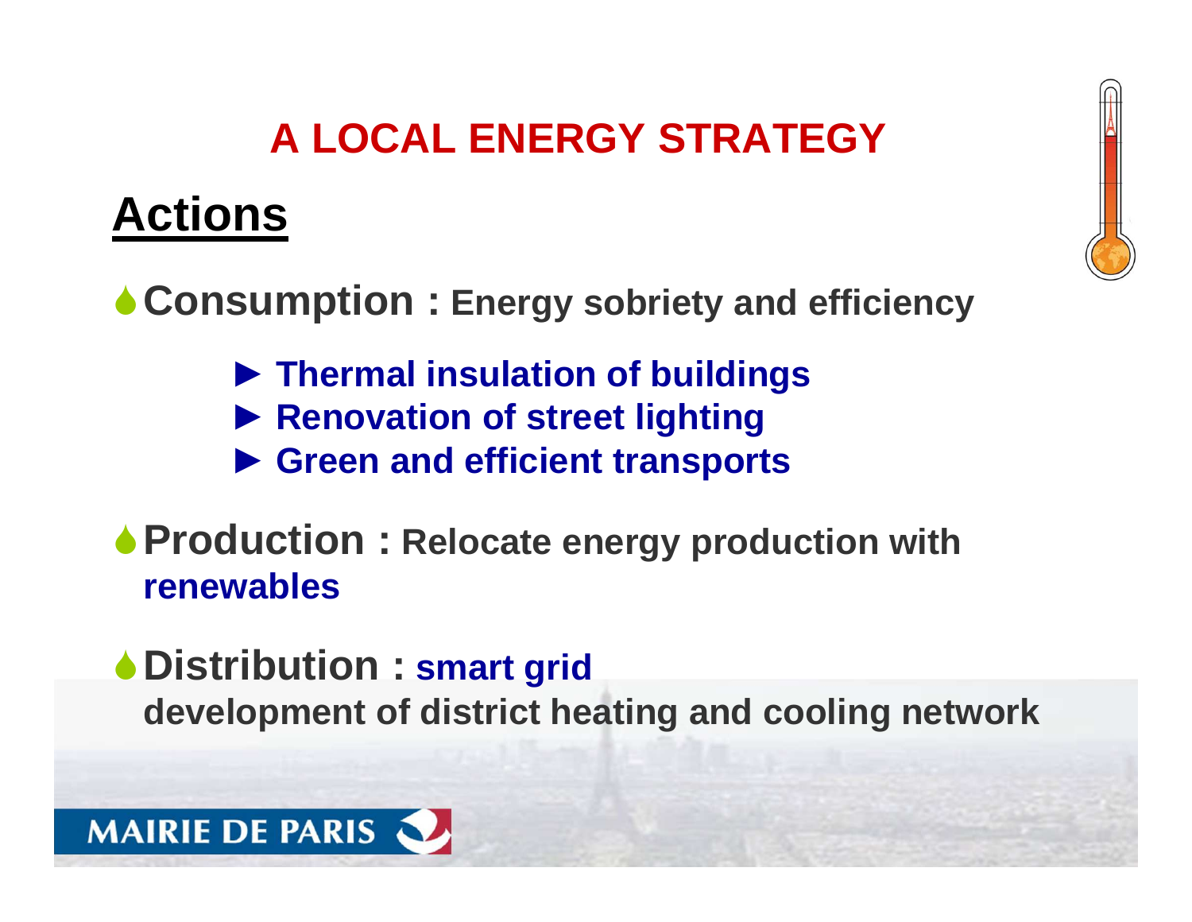# A LOCAL ENERGY STRATEGY

## Actions

- **Consumption : Energy sobriety and efficiency**
  - ► **Thermal insulation of buildings**
  - ► **Renovation of street lighting**
  - ► **Green and efficient transports**

- **Production : Relocate energy production with renewables**

- **Distribution : smart grid**
  **development of district heating and cooling network**

MAIRIE DE PARIS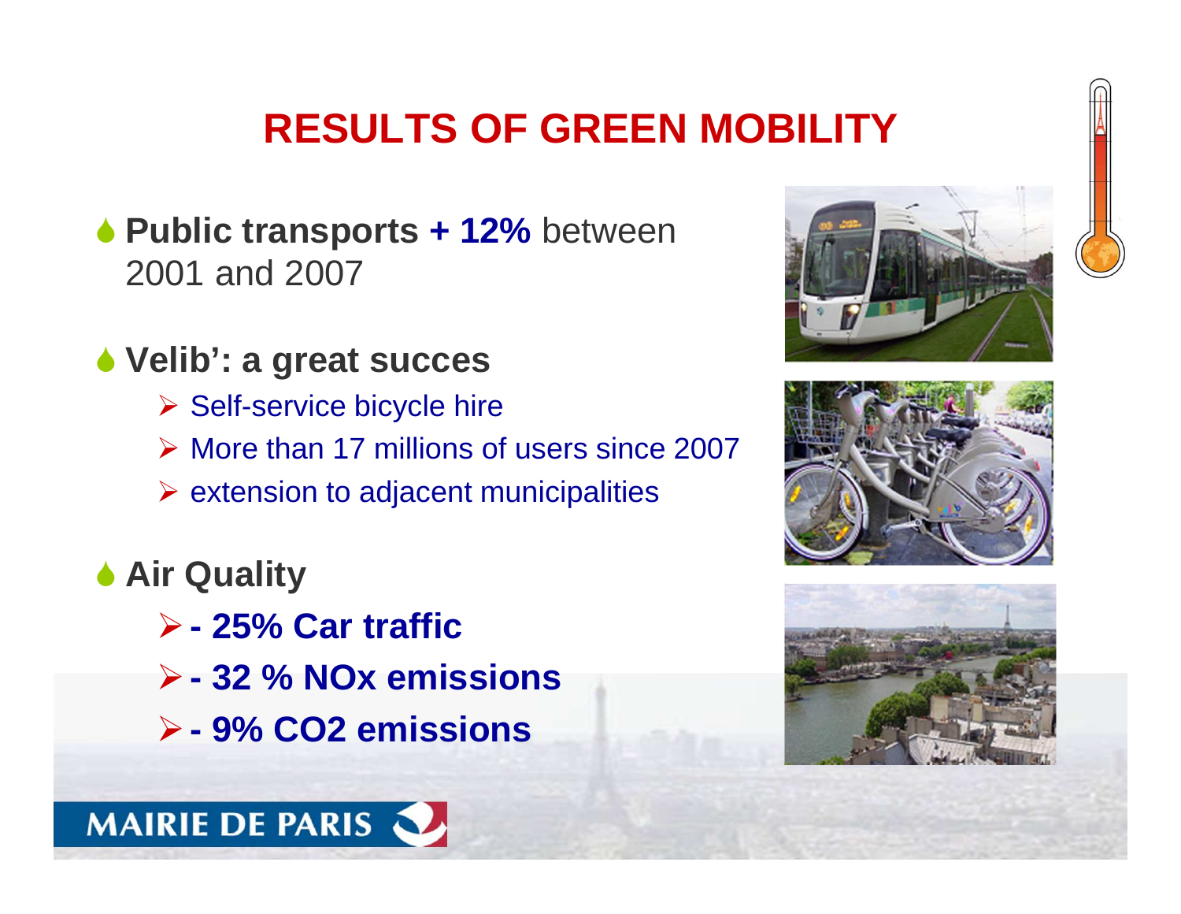# RESULTS OF GREEN MOBILITY

- **Public transports + 12%** between 2001 and 2007
- **Velib': a great succes**
  - Self-service bicycle hire
  - More than 17 millions of users since 2007
  - extension to adjacent municipalities
- **Air Quality**
  - **- 25% Car traffic**
  - **- 32 % NOx emissions**
  - **- 9% $CO_2$ emissions**

MAIRIE DE PARIS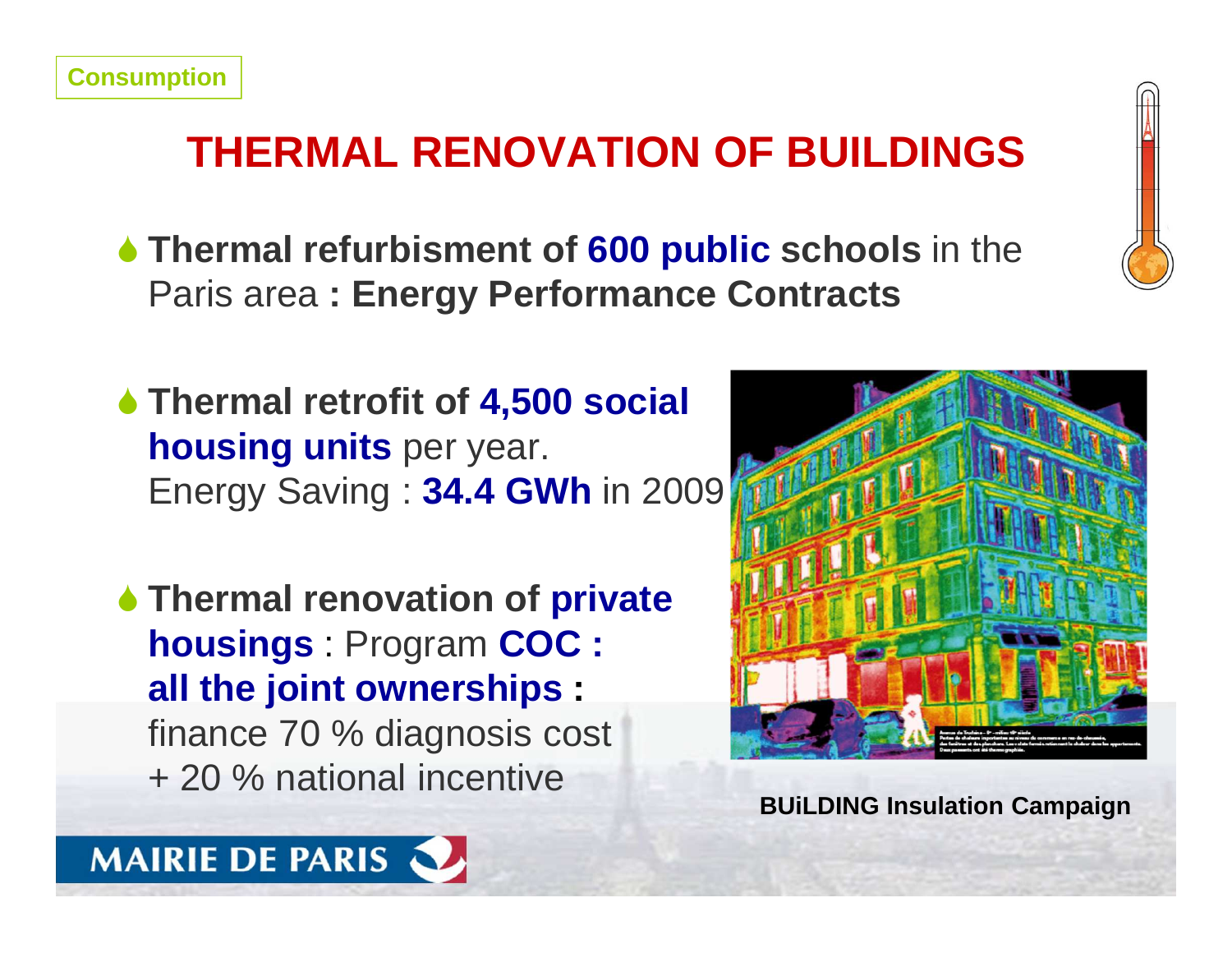Consumption

# THERMAL RENOVATION OF BUILDINGS

- **Thermal refurbisment of 600 public schools** in the Paris area **: Energy Performance Contracts**
- **Thermal retrofit of 4,500 social housing units** per year. Energy Saving : **34.4 GWh** in 2009
- **Thermal renovation of private housings** : Program **COC : all the joint ownerships :** finance 70 % diagnosis cost + 20 % national incentive

**BUiLDING Insulation Campaign**

MAIRIE DE PARIS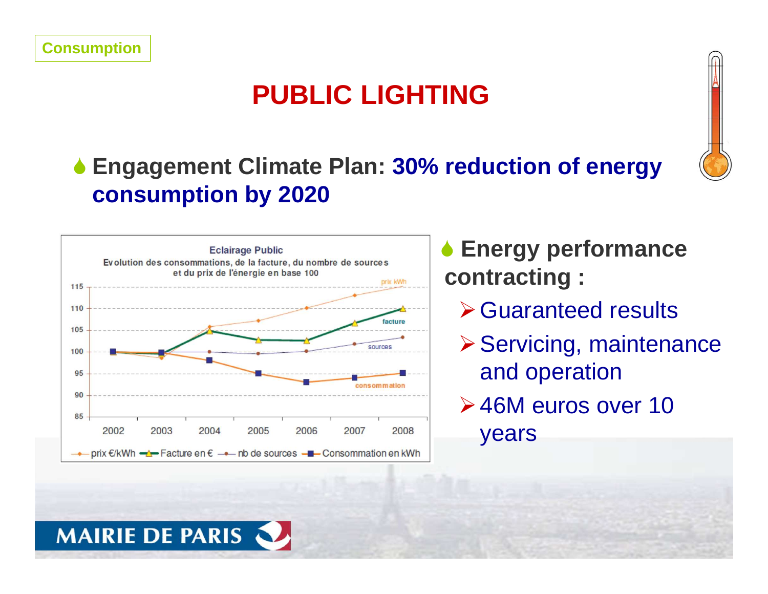Consumption

# PUBLIC LIGHTING

- **Engagement Climate Plan: 30% reduction of energy consumption by 2020**

- **Energy performance contracting :**
  - Guaranteed results
  - Servicing, maintenance and operation
  - 46M euros over 10 years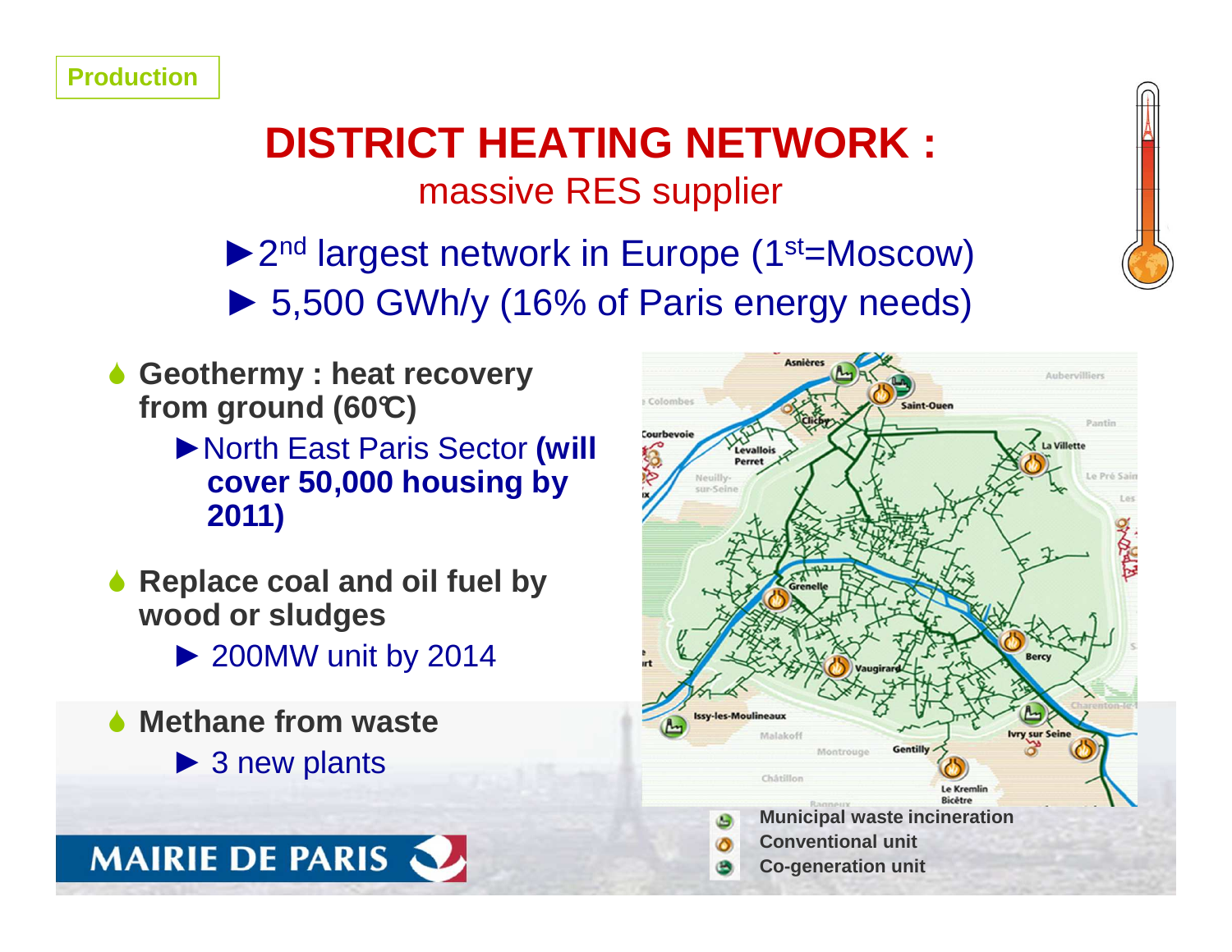Production

# DISTRICT HEATING NETWORK :

## massive RES supplier

► 2[nd] largest network in Europe (1[st]=Moscow)

► 5,500 GWh/y (16% of Paris energy needs)

- **Geothermy : heat recovery from ground (60°C)**
  - ► North East Paris Sector **(will cover 50,000 housing by 2011)**
- **Replace coal and oil fuel by wood or sludges**
  - ► 200MW unit by 2014
- **Methane from waste**
  - ► 3 new plants

Municipal waste incineration
Conventional unit
Co-generation unit

MAIRIE DE PARIS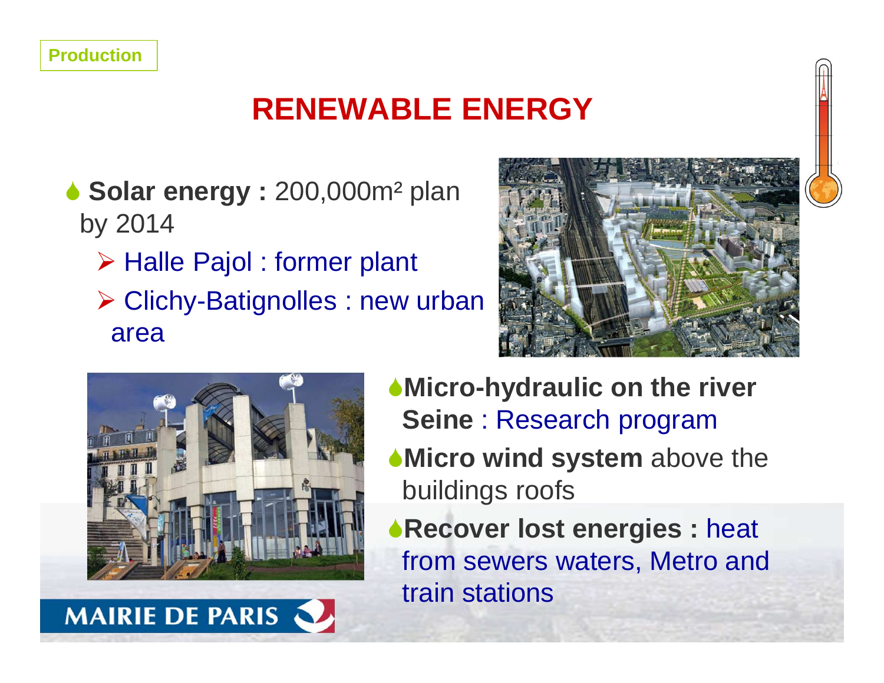Production

# RENEWABLE ENERGY

- **Solar energy :** 200,000m² plan by 2014
  - Halle Pajol : former plant
  - Clichy-Batignolles : new urban area
- **Micro-hydraulic on the river Seine** : Research program
- **Micro wind system** above the buildings roofs
- **Recover lost energies :** heat from sewers waters, Metro and train stations

MAIRIE DE PARIS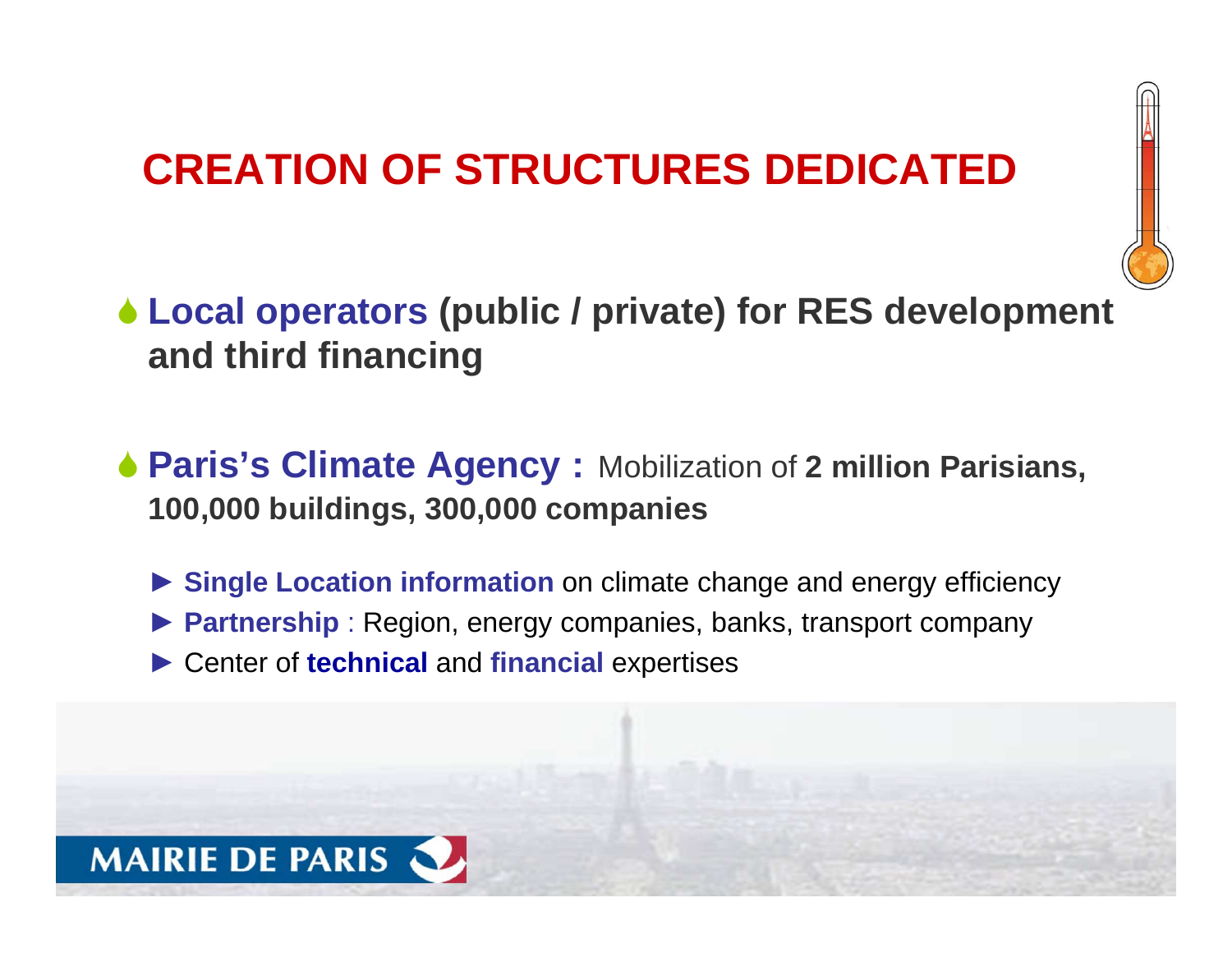# CREATION OF STRUCTURES DEDICATED

- **Local operators (public / private) for RES development and third financing**

- **Paris's Climate Agency :** Mobilization of **2 million Parisians, 100,000 buildings, 300,000 companies**

  - **Single Location information** on climate change and energy efficiency
  - **Partnership** : Region, energy companies, banks, transport company
  - Center of **technical** and **financial** expertises

MAIRIE DE PARIS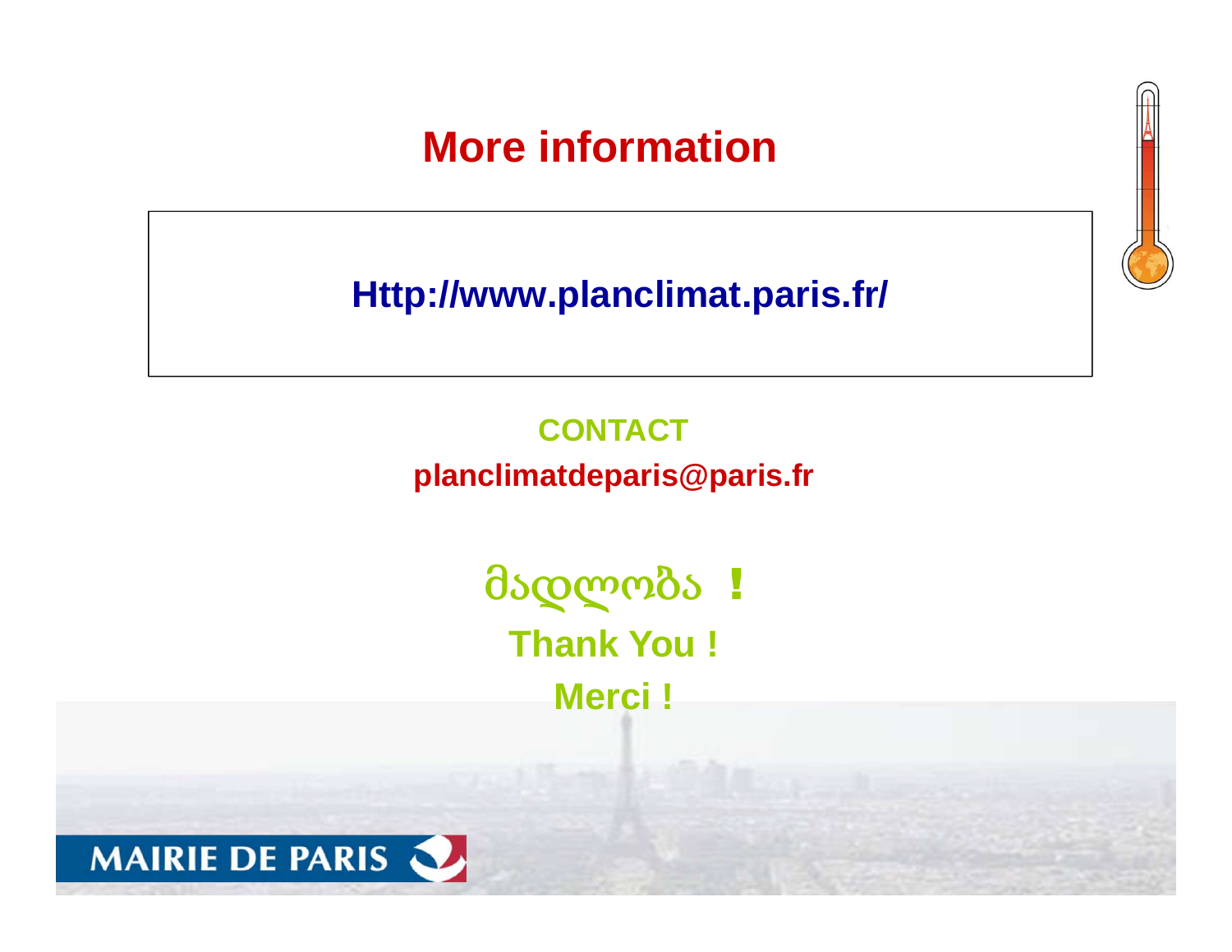# More information

Http://www.planclimat.paris.fr/

**CONTACT**

**planclimatdeparis@paris.fr**

მადლობა !

**Thank You !**

**Merci !**

MAIRIE DE PARIS